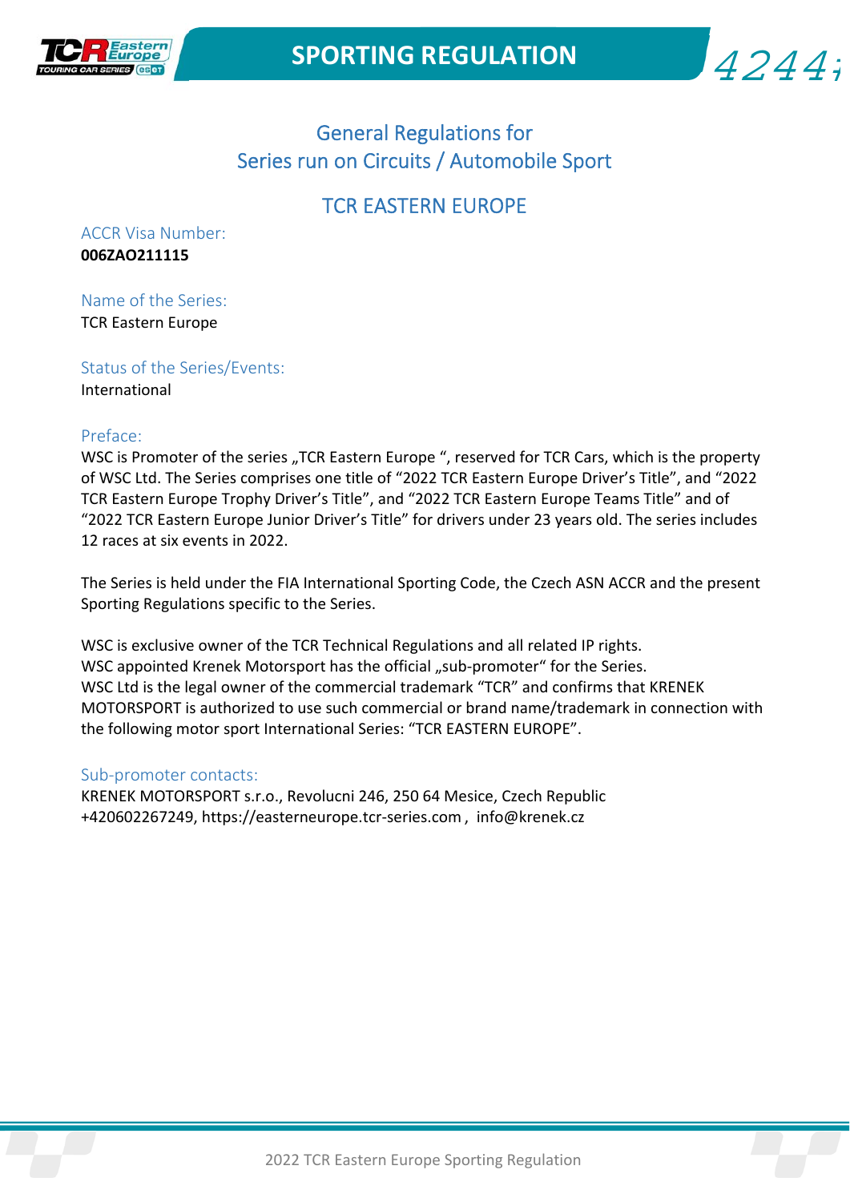# SPORTING REGULATION

## General Regulations for Series run on Circuits / Automobile Sport

## TCR EASTERN EUROPE

ACCR Visa Number:
**006ZAO211115**

Name of the Series:
TCR Eastern Europe

Status of the Series/Events:
International

Preface:
WSC is Promoter of the series „TCR Eastern Europe ", reserved for TCR Cars, which is the property of WSC Ltd. The Series comprises one title of "2022 TCR Eastern Europe Driver's Title", and "2022 TCR Eastern Europe Trophy Driver's Title", and "2022 TCR Eastern Europe Teams Title" and of "2022 TCR Eastern Europe Junior Driver's Title" for drivers under 23 years old. The series includes 12 races at six events in 2022.

The Series is held under the FIA International Sporting Code, the Czech ASN ACCR and the present Sporting Regulations specific to the Series.

WSC is exclusive owner of the TCR Technical Regulations and all related IP rights.
WSC appointed Krenek Motorsport has the official „sub-promoter" for the Series.
WSC Ltd is the legal owner of the commercial trademark "TCR" and confirms that KRENEK MOTORSPORT is authorized to use such commercial or brand name/trademark in connection with the following motor sport International Series: "TCR EASTERN EUROPE".

Sub-promoter contacts:
KRENEK MOTORSPORT s.r.o., Revolucni 246, 250 64 Mesice, Czech Republic
+420602267249, https://easterneurope.tcr-series.com , info@krenek.cz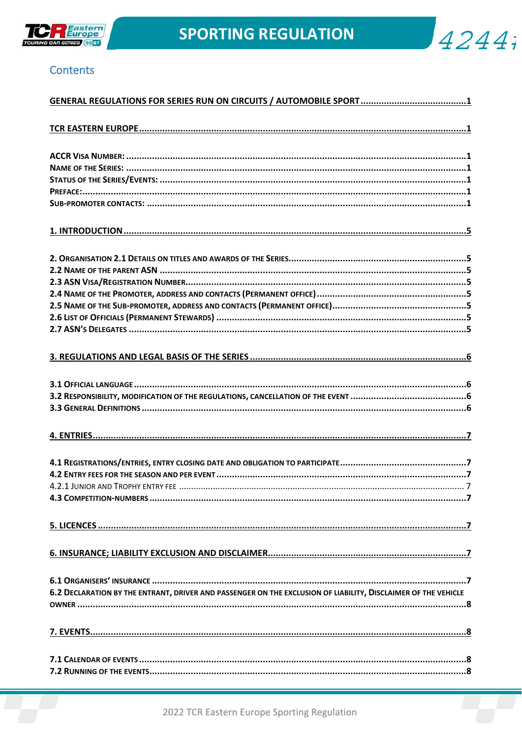# Contents

**GENERAL REGULATIONS FOR SERIES RUN ON CIRCUITS / AUTOMOBILE SPORT .......................................... 1**

**TCR EASTERN EUROPE ..................................................................................................................... 1**

**ACCR VISA NUMBER: ........................................................................................................................ 1**
**NAME OF THE SERIES: ...................................................................................................................... 1**
**STATUS OF THE SERIES/EVENTS: ........................................................................................................ 1**
**PREFACE: ......................................................................................................................................... 1**
**SUB-PROMOTER CONTACTS: ............................................................................................................. 1**

**1. INTRODUCTION ............................................................................................................................. 5**

**2. ORGANISATION 2.1 DETAILS ON TITLES AND AWARDS OF THE SERIES ..................................................... 5**
**2.2 NAME OF THE PARENT ASN ............................................................................................................ 5**
**2.3 ASN VISA/REGISTRATION NUMBER .................................................................................................. 5**
**2.4 NAME OF THE PROMOTER, ADDRESS AND CONTACTS (PERMANENT OFFICE) .......................................... 5**
**2.5 NAME OF THE SUB-PROMOTER, ADDRESS AND CONTACTS (PERMANENT OFFICE) .................................... 5**
**2.6 LIST OF OFFICIALS (PERMANENT STEWARDS) ..................................................................................... 5**
**2.7 ASN'S DELEGATES ........................................................................................................................ 5**

**3. REGULATIONS AND LEGAL BASIS OF THE SERIES .................................................................................. 6**

**3.1 OFFICIAL LANGUAGE ...................................................................................................................... 6**
**3.2 RESPONSIBILITY, MODIFICATION OF THE REGULATIONS, CANCELLATION OF THE EVENT ............................. 6**
**3.3 GENERAL DEFINITIONS .................................................................................................................. 6**

**4. ENTRIES ......................................................................................................................................... 7**

**4.1 REGISTRATIONS/ENTRIES, ENTRY CLOSING DATE AND OBLIGATION TO PARTICIPATE ................................ 7**
**4.2 ENTRY FEES FOR THE SEASON AND PER EVENT ................................................................................... 7**
4.2.1 JUNIOR AND TROPHY ENTRY FEE .................................................................................................... 7
**4.3 COMPETITION-NUMBERS ................................................................................................................ 7**

**5. LICENCES ....................................................................................................................................... 7**

**6. INSURANCE; LIABILITY EXCLUSION AND DISCLAIMER ............................................................................ 7**

**6.1 ORGANISERS' INSURANCE .............................................................................................................. 7**
**6.2 DECLARATION BY THE ENTRANT, DRIVER AND PASSENGER ON THE EXCLUSION OF LIABILITY, DISCLAIMER OF THE VEHICLE OWNER ......................................................................................................................................... 8**

**7. EVENTS .......................................................................................................................................... 8**

**7.1 CALENDAR OF EVENTS ................................................................................................................... 8**
**7.2 RUNNING OF THE EVENTS ............................................................................................................... 8**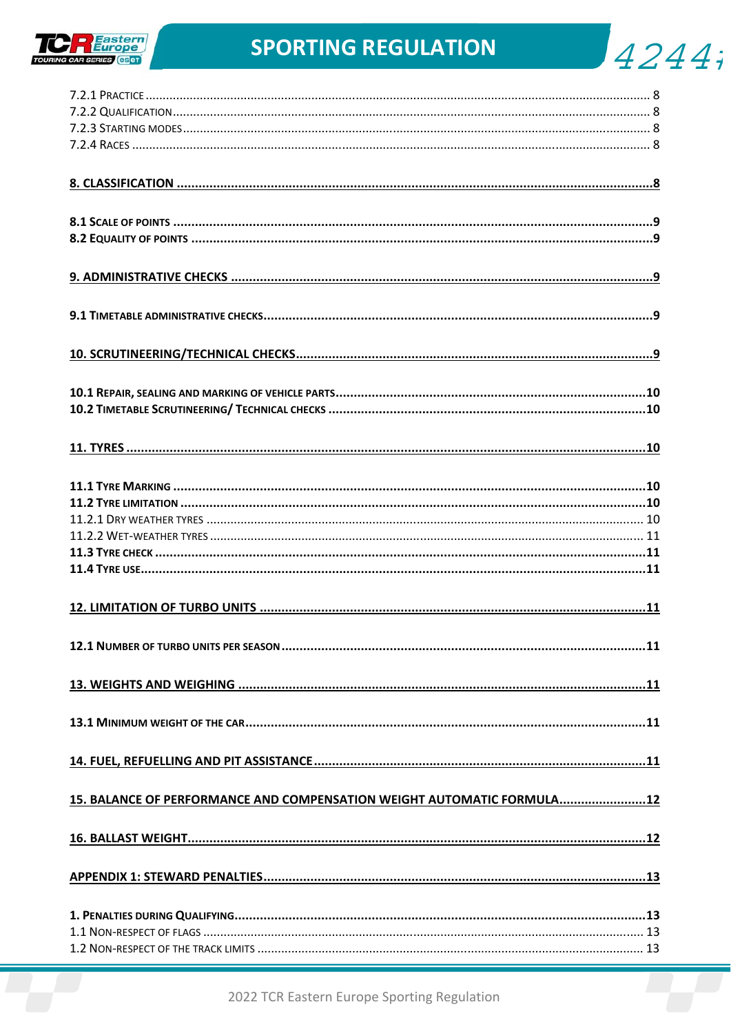7.2.1 Practice ........................................................................................................................................ 8
7.2.2 Qualification ................................................................................................................................. 8
7.2.3 Starting modes ............................................................................................................................. 8
7.2.4 Races ............................................................................................................................................ 8

**8. CLASSIFICATION ........................................................................................................................................8**

**8.1 Scale of points ..........................................................................................................................................9**
**8.2 Equality of points .....................................................................................................................................9**

**9. ADMINISTRATIVE CHECKS .........................................................................................................................9**

**9.1 Timetable administrative checks..............................................................................................................9**

**10. SCRUTINEERING/TECHNICAL CHECKS.......................................................................................................9**

**10.1 Repair, sealing and marking of vehicle parts........................................................................................10**
**10.2 Timetable Scrutineering/ Technical checks ..........................................................................................10**

**11. TYRES .....................................................................................................................................................10**

**11.1 Tyre Marking .........................................................................................................................................10**
**11.2 Tyre limitation .......................................................................................................................................10**
11.2.1 Dry weather tyres ...................................................................................................................... 10
11.2.2 Wet-weather tyres ..................................................................................................................... 11
**11.3 Tyre check .............................................................................................................................................11**
**11.4 Tyre use..................................................................................................................................................11**

**12. LIMITATION OF TURBO UNITS ...............................................................................................................11**

**12.1 Number of turbo units per season .......................................................................................................11**

**13. WEIGHTS AND WEIGHING .....................................................................................................................11**

**13.1 Minimum weight of the car...................................................................................................................11**

**14. FUEL, REFUELLING AND PIT ASSISTANCE..............................................................................................11**

**15. BALANCE OF PERFORMANCE AND COMPENSATION WEIGHT AUTOMATIC FORMULA........................12**

**16. BALLAST WEIGHT....................................................................................................................................12**

**APPENDIX 1: STEWARD PENALTIES.............................................................................................................13**

**1. Penalties during Qualifying.....................................................................................................................13**
1.1 Non-respect of flags ............................................................................................................................ 13
1.2 Non-respect of the track limits ............................................................................................................ 13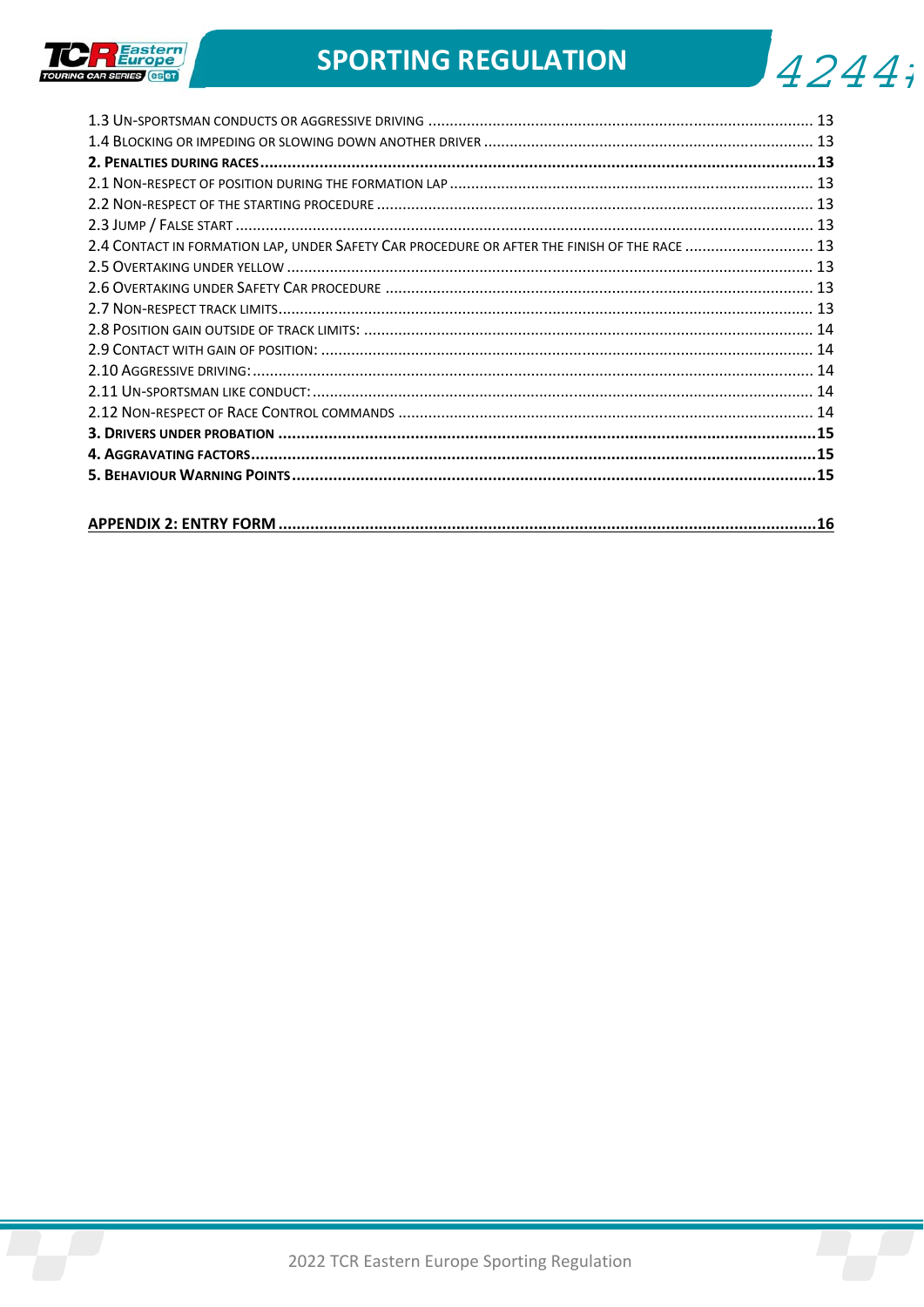1.3 UN-SPORTSMAN CONDUCTS OR AGGRESSIVE DRIVING ........................................................................................ 13
1.4 BLOCKING OR IMPEDING OR SLOWING DOWN ANOTHER DRIVER ........................................................................... 13
**2. PENALTIES DURING RACES ........................................................................................................................ 13**
2.1 NON-RESPECT OF POSITION DURING THE FORMATION LAP ................................................................................... 13
2.2 NON-RESPECT OF THE STARTING PROCEDURE .................................................................................................... 13
2.3 JUMP / FALSE START .................................................................................................................................... 13
2.4 CONTACT IN FORMATION LAP, UNDER SAFETY CAR PROCEDURE OR AFTER THE FINISH OF THE RACE ............................. 13
2.5 OVERTAKING UNDER YELLOW ........................................................................................................................ 13
2.6 OVERTAKING UNDER SAFETY CAR PROCEDURE .................................................................................................. 13
2.7 NON-RESPECT TRACK LIMITS .......................................................................................................................... 13
2.8 POSITION GAIN OUTSIDE OF TRACK LIMITS: ....................................................................................................... 14
2.9 CONTACT WITH GAIN OF POSITION: ................................................................................................................. 14
2.10 AGGRESSIVE DRIVING: ................................................................................................................................. 14
2.11 UN-SPORTSMAN LIKE CONDUCT: ................................................................................................................... 14
2.12 NON-RESPECT OF RACE CONTROL COMMANDS ............................................................................................... 14
**3. DRIVERS UNDER PROBATION ..................................................................................................................... 15**
**4. AGGRAVATING FACTORS ........................................................................................................................... 15**
**5. BEHAVIOUR WARNING POINTS ................................................................................................................... 15**

**APPENDIX 2: ENTRY FORM ........................................................................................................................ 16**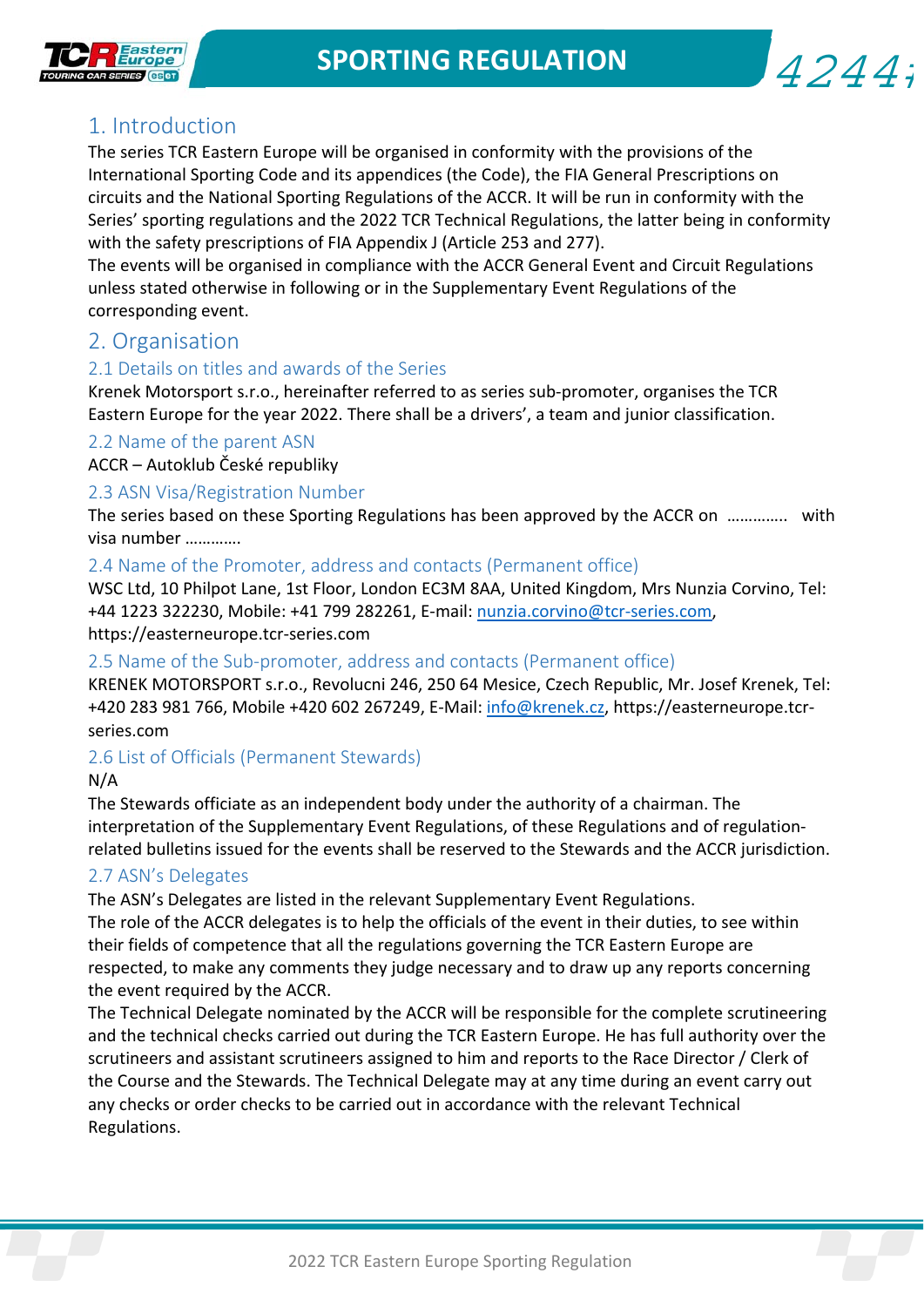# 1. Introduction

The series TCR Eastern Europe will be organised in conformity with the provisions of the International Sporting Code and its appendices (the Code), the FIA General Prescriptions on circuits and the National Sporting Regulations of the ACCR. It will be run in conformity with the Series' sporting regulations and the 2022 TCR Technical Regulations, the latter being in conformity with the safety prescriptions of FIA Appendix J (Article 253 and 277).
The events will be organised in compliance with the ACCR General Event and Circuit Regulations unless stated otherwise in following or in the Supplementary Event Regulations of the corresponding event.

# 2. Organisation

## 2.1 Details on titles and awards of the Series

Krenek Motorsport s.r.o., hereinafter referred to as series sub-promoter, organises the TCR Eastern Europe for the year 2022. There shall be a drivers', a team and junior classification.

## 2.2 Name of the parent ASN

ACCR – Autoklub České republiky

## 2.3 ASN Visa/Registration Number

The series based on these Sporting Regulations has been approved by the ACCR on ………….. with visa number …………

## 2.4 Name of the Promoter, address and contacts (Permanent office)

WSC Ltd, 10 Philpot Lane, 1st Floor, London EC3M 8AA, United Kingdom, Mrs Nunzia Corvino, Tel: +44 1223 322230, Mobile: +41 799 282261, E-mail: nunzia.corvino@tcr-series.com, https://easterneurope.tcr-series.com

## 2.5 Name of the Sub-promoter, address and contacts (Permanent office)

KRENEK MOTORSPORT s.r.o., Revolucni 246, 250 64 Mesice, Czech Republic, Mr. Josef Krenek, Tel: +420 283 981 766, Mobile +420 602 267249, E-Mail: info@krenek.cz, https://easterneurope.tcr-series.com

## 2.6 List of Officials (Permanent Stewards)

N/A

The Stewards officiate as an independent body under the authority of a chairman. The interpretation of the Supplementary Event Regulations, of these Regulations and of regulation-related bulletins issued for the events shall be reserved to the Stewards and the ACCR jurisdiction.

## 2.7 ASN's Delegates

The ASN's Delegates are listed in the relevant Supplementary Event Regulations.
The role of the ACCR delegates is to help the officials of the event in their duties, to see within their fields of competence that all the regulations governing the TCR Eastern Europe are respected, to make any comments they judge necessary and to draw up any reports concerning the event required by the ACCR.
The Technical Delegate nominated by the ACCR will be responsible for the complete scrutineering and the technical checks carried out during the TCR Eastern Europe. He has full authority over the scrutineers and assistant scrutineers assigned to him and reports to the Race Director / Clerk of the Course and the Stewards. The Technical Delegate may at any time during an event carry out any checks or order checks to be carried out in accordance with the relevant Technical Regulations.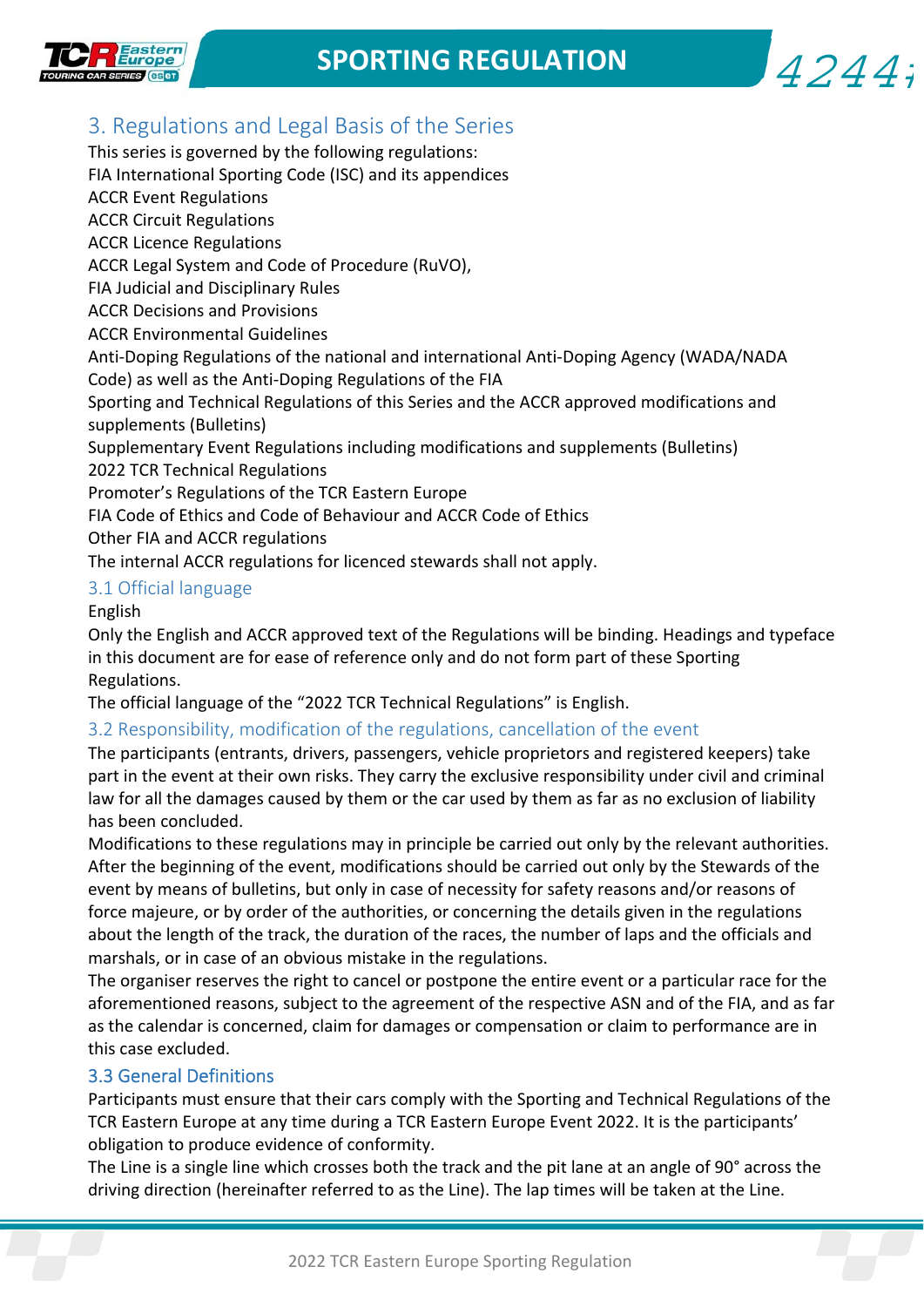## 3. Regulations and Legal Basis of the Series

This series is governed by the following regulations:
FIA International Sporting Code (ISC) and its appendices
ACCR Event Regulations
ACCR Circuit Regulations
ACCR Licence Regulations
ACCR Legal System and Code of Procedure (RuVO),
FIA Judicial and Disciplinary Rules
ACCR Decisions and Provisions
ACCR Environmental Guidelines
Anti-Doping Regulations of the national and international Anti-Doping Agency (WADA/NADA Code) as well as the Anti-Doping Regulations of the FIA
Sporting and Technical Regulations of this Series and the ACCR approved modifications and supplements (Bulletins)
Supplementary Event Regulations including modifications and supplements (Bulletins)
2022 TCR Technical Regulations
Promoter's Regulations of the TCR Eastern Europe
FIA Code of Ethics and Code of Behaviour and ACCR Code of Ethics
Other FIA and ACCR regulations
The internal ACCR regulations for licenced stewards shall not apply.

### 3.1 Official language

English
Only the English and ACCR approved text of the Regulations will be binding. Headings and typeface in this document are for ease of reference only and do not form part of these Sporting Regulations.
The official language of the "2022 TCR Technical Regulations" is English.

### 3.2 Responsibility, modification of the regulations, cancellation of the event

The participants (entrants, drivers, passengers, vehicle proprietors and registered keepers) take part in the event at their own risks. They carry the exclusive responsibility under civil and criminal law for all the damages caused by them or the car used by them as far as no exclusion of liability has been concluded.
Modifications to these regulations may in principle be carried out only by the relevant authorities. After the beginning of the event, modifications should be carried out only by the Stewards of the event by means of bulletins, but only in case of necessity for safety reasons and/or reasons of force majeure, or by order of the authorities, or concerning the details given in the regulations about the length of the track, the duration of the races, the number of laps and the officials and marshals, or in case of an obvious mistake in the regulations.
The organiser reserves the right to cancel or postpone the entire event or a particular race for the aforementioned reasons, subject to the agreement of the respective ASN and of the FIA, and as far as the calendar is concerned, claim for damages or compensation or claim to performance are in this case excluded.

### 3.3 General Definitions

Participants must ensure that their cars comply with the Sporting and Technical Regulations of the TCR Eastern Europe at any time during a TCR Eastern Europe Event 2022. It is the participants' obligation to produce evidence of conformity.
The Line is a single line which crosses both the track and the pit lane at an angle of 90° across the driving direction (hereinafter referred to as the Line). The lap times will be taken at the Line.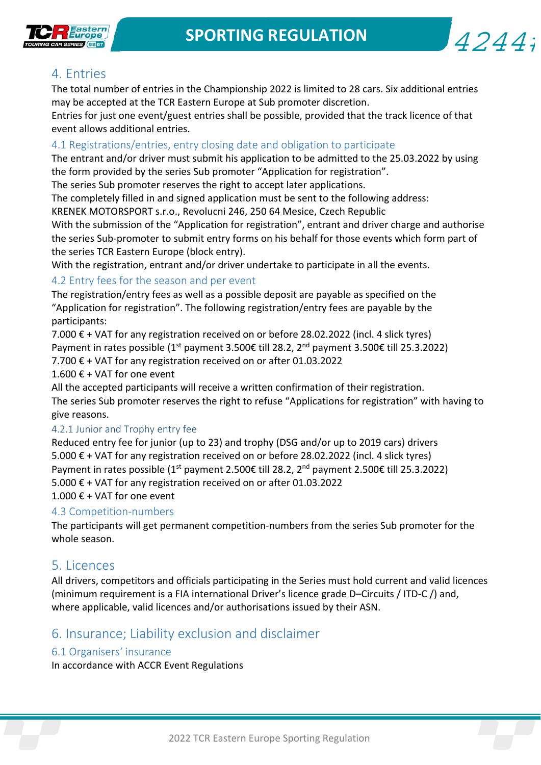## 4. Entries

The total number of entries in the Championship 2022 is limited to 28 cars. Six additional entries may be accepted at the TCR Eastern Europe at Sub promoter discretion.
Entries for just one event/guest entries shall be possible, provided that the track licence of that event allows additional entries.

### 4.1 Registrations/entries, entry closing date and obligation to participate

The entrant and/or driver must submit his application to be admitted to the 25.03.2022 by using the form provided by the series Sub promoter "Application for registration".
The series Sub promoter reserves the right to accept later applications.
The completely filled in and signed application must be sent to the following address:
KRENEK MOTORSPORT s.r.o., Revolucni 246, 250 64 Mesice, Czech Republic
With the submission of the "Application for registration", entrant and driver charge and authorise the series Sub-promoter to submit entry forms on his behalf for those events which form part of the series TCR Eastern Europe (block entry).
With the registration, entrant and/or driver undertake to participate in all the events.

### 4.2 Entry fees for the season and per event

The registration/entry fees as well as a possible deposit are payable as specified on the "Application for registration". The following registration/entry fees are payable by the participants:
7.000 € + VAT for any registration received on or before 28.02.2022 (incl. 4 slick tyres)
Payment in rates possible (1st payment 3.500€ till 28.2, 2nd payment 3.500€ till 25.3.2022)
7.700 € + VAT for any registration received on or after 01.03.2022
1.600 € + VAT for one event
All the accepted participants will receive a written confirmation of their registration.
The series Sub promoter reserves the right to refuse "Applications for registration" with having to give reasons.

#### 4.2.1 Junior and Trophy entry fee

Reduced entry fee for junior (up to 23) and trophy (DSG and/or up to 2019 cars) drivers
5.000 € + VAT for any registration received on or before 28.02.2022 (incl. 4 slick tyres)
Payment in rates possible (1st payment 2.500€ till 28.2, 2nd payment 2.500€ till 25.3.2022)
5.000 € + VAT for any registration received on or after 01.03.2022
1.000 € + VAT for one event

### 4.3 Competition-numbers

The participants will get permanent competition-numbers from the series Sub promoter for the whole season.

## 5. Licences

All drivers, competitors and officials participating in the Series must hold current and valid licences (minimum requirement is a FIA international Driver's licence grade D–Circuits / ITD-C /) and, where applicable, valid licences and/or authorisations issued by their ASN.

## 6. Insurance; Liability exclusion and disclaimer

### 6.1 Organisers' insurance

In accordance with ACCR Event Regulations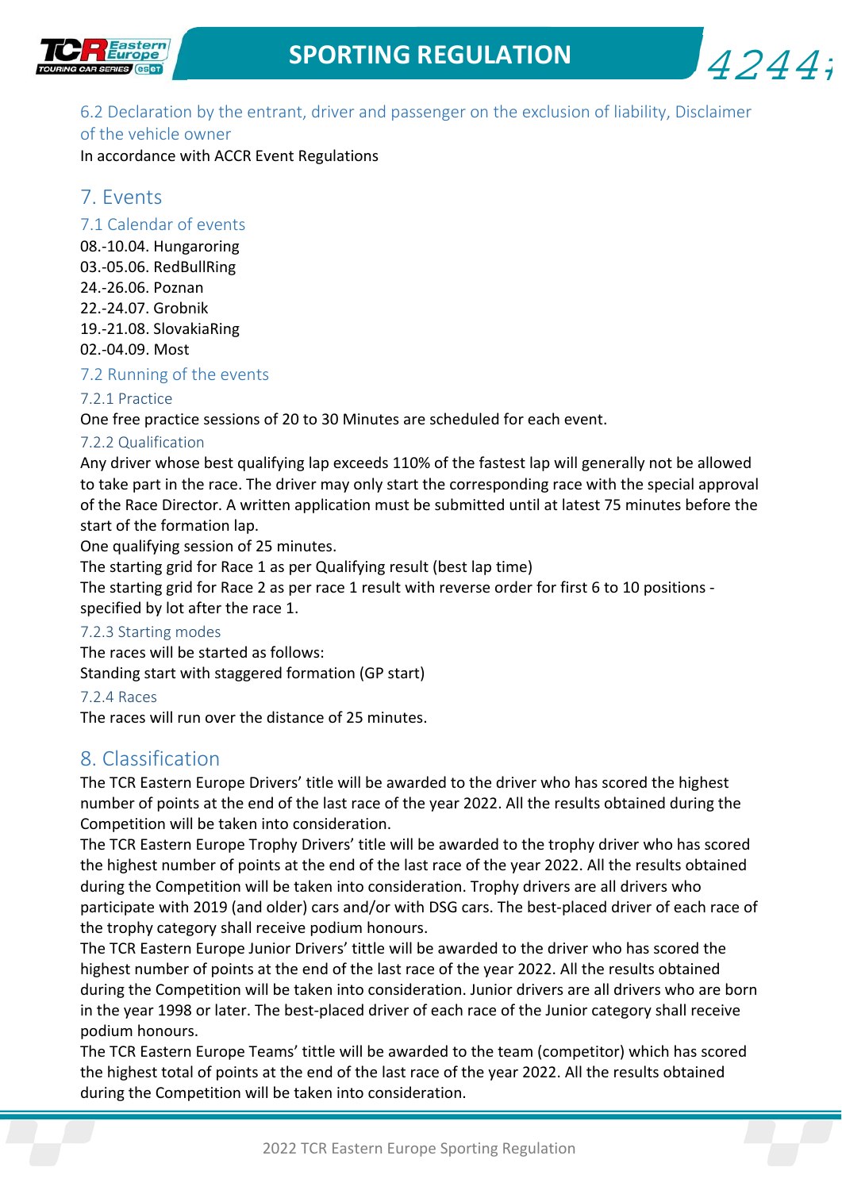### 6.2 Declaration by the entrant, driver and passenger on the exclusion of liability, Disclaimer of the vehicle owner

In accordance with ACCR Event Regulations

## 7. Events

### 7.1 Calendar of events

08.-10.04. Hungaroring
03.-05.06. RedBullRing
24.-26.06. Poznan
22.-24.07. Grobnik
19.-21.08. SlovakiaRing
02.-04.09. Most

### 7.2 Running of the events

#### 7.2.1 Practice

One free practice sessions of 20 to 30 Minutes are scheduled for each event.

#### 7.2.2 Qualification

Any driver whose best qualifying lap exceeds 110% of the fastest lap will generally not be allowed to take part in the race. The driver may only start the corresponding race with the special approval of the Race Director. A written application must be submitted until at latest 75 minutes before the start of the formation lap.
One qualifying session of 25 minutes.
The starting grid for Race 1 as per Qualifying result (best lap time)
The starting grid for Race 2 as per race 1 result with reverse order for first 6 to 10 positions - specified by lot after the race 1.

#### 7.2.3 Starting modes

The races will be started as follows:
Standing start with staggered formation (GP start)

#### 7.2.4 Races

The races will run over the distance of 25 minutes.

## 8. Classification

The TCR Eastern Europe Drivers' title will be awarded to the driver who has scored the highest number of points at the end of the last race of the year 2022. All the results obtained during the Competition will be taken into consideration.
The TCR Eastern Europe Trophy Drivers' title will be awarded to the trophy driver who has scored the highest number of points at the end of the last race of the year 2022. All the results obtained during the Competition will be taken into consideration. Trophy drivers are all drivers who participate with 2019 (and older) cars and/or with DSG cars. The best-placed driver of each race of the trophy category shall receive podium honours.
The TCR Eastern Europe Junior Drivers' tittle will be awarded to the driver who has scored the highest number of points at the end of the last race of the year 2022. All the results obtained during the Competition will be taken into consideration. Junior drivers are all drivers who are born in the year 1998 or later. The best-placed driver of each race of the Junior category shall receive podium honours.
The TCR Eastern Europe Teams' tittle will be awarded to the team (competitor) which has scored the highest total of points at the end of the last race of the year 2022. All the results obtained during the Competition will be taken into consideration.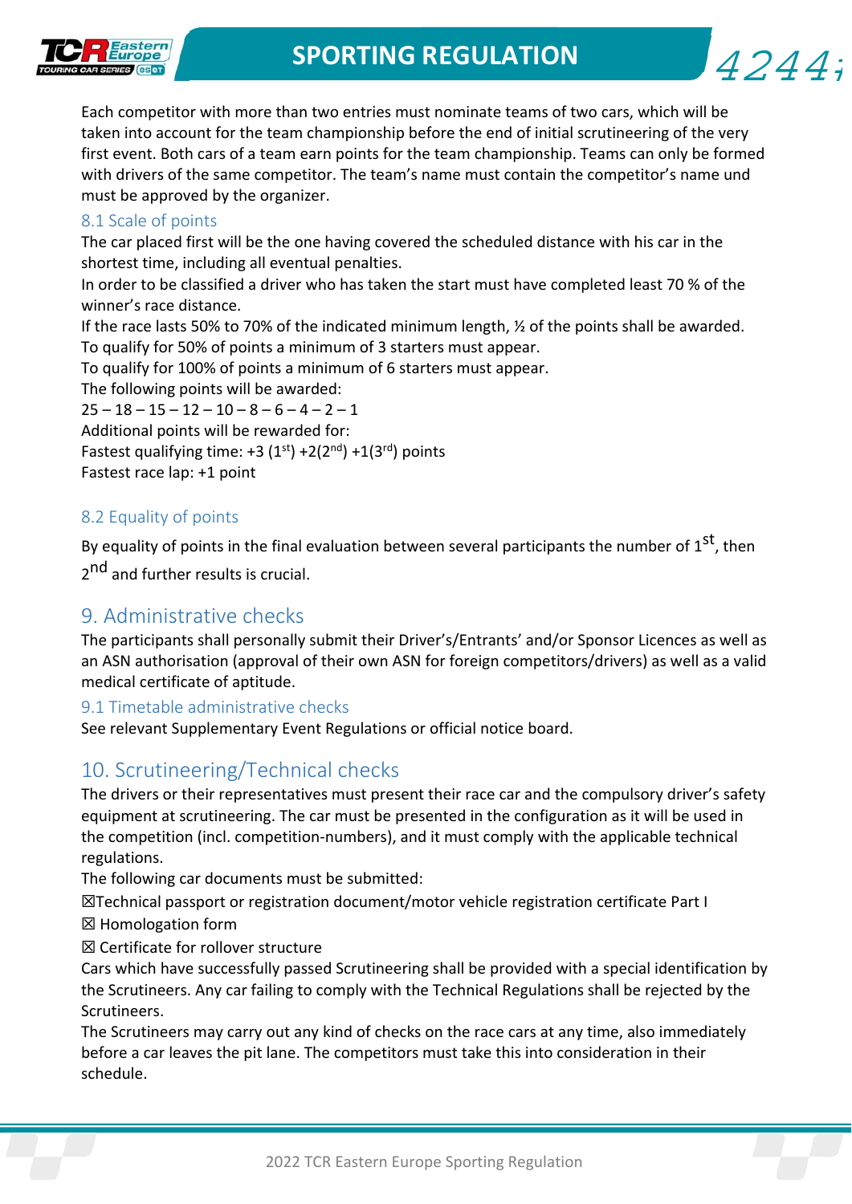Each competitor with more than two entries must nominate teams of two cars, which will be taken into account for the team championship before the end of initial scrutineering of the very first event. Both cars of a team earn points for the team championship. Teams can only be formed with drivers of the same competitor. The team's name must contain the competitor's name und must be approved by the organizer.

### 8.1 Scale of points

The car placed first will be the one having covered the scheduled distance with his car in the shortest time, including all eventual penalties.
In order to be classified a driver who has taken the start must have completed least 70 % of the winner's race distance.
If the race lasts 50% to 70% of the indicated minimum length, ½ of the points shall be awarded.
To qualify for 50% of points a minimum of 3 starters must appear.
To qualify for 100% of points a minimum of 6 starters must appear.
The following points will be awarded:
25 – 18 – 15 – 12 – 10 – 8 – 6 – 4 – 2 – 1
Additional points will be rewarded for:
Fastest qualifying time: +3 (1st) +2(2nd) +1(3rd) points
Fastest race lap: +1 point

### 8.2 Equality of points

By equality of points in the final evaluation between several participants the number of 1st, then 2nd and further results is crucial.

## 9. Administrative checks

The participants shall personally submit their Driver's/Entrants' and/or Sponsor Licences as well as an ASN authorisation (approval of their own ASN for foreign competitors/drivers) as well as a valid medical certificate of aptitude.

### 9.1 Timetable administrative checks

See relevant Supplementary Event Regulations or official notice board.

## 10. Scrutineering/Technical checks

The drivers or their representatives must present their race car and the compulsory driver's safety equipment at scrutineering. The car must be presented in the configuration as it will be used in the competition (incl. competition-numbers), and it must comply with the applicable technical regulations.
The following car documents must be submitted:

☒Technical passport or registration document/motor vehicle registration certificate Part I
☒ Homologation form
☒ Certificate for rollover structure

Cars which have successfully passed Scrutineering shall be provided with a special identification by the Scrutineers. Any car failing to comply with the Technical Regulations shall be rejected by the Scrutineers.
The Scrutineers may carry out any kind of checks on the race cars at any time, also immediately before a car leaves the pit lane. The competitors must take this into consideration in their schedule.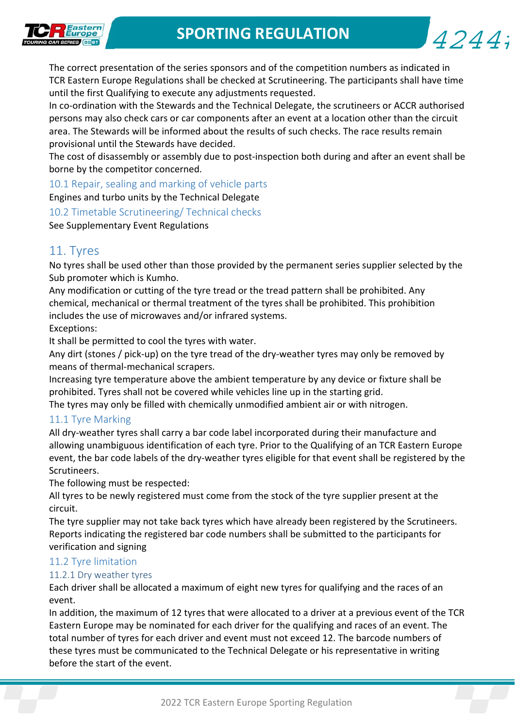The correct presentation of the series sponsors and of the competition numbers as indicated in TCR Eastern Europe Regulations shall be checked at Scrutineering. The participants shall have time until the first Qualifying to execute any adjustments requested.
In co-ordination with the Stewards and the Technical Delegate, the scrutineers or ACCR authorised persons may also check cars or car components after an event at a location other than the circuit area. The Stewards will be informed about the results of such checks. The race results remain provisional until the Stewards have decided.
The cost of disassembly or assembly due to post-inspection both during and after an event shall be borne by the competitor concerned.

### 10.1 Repair, sealing and marking of vehicle parts

Engines and turbo units by the Technical Delegate

### 10.2 Timetable Scrutineering/ Technical checks

See Supplementary Event Regulations

## 11. Tyres

No tyres shall be used other than those provided by the permanent series supplier selected by the Sub promoter which is Kumho.
Any modification or cutting of the tyre tread or the tread pattern shall be prohibited. Any chemical, mechanical or thermal treatment of the tyres shall be prohibited. This prohibition includes the use of microwaves and/or infrared systems.
Exceptions:
It shall be permitted to cool the tyres with water.
Any dirt (stones / pick-up) on the tyre tread of the dry-weather tyres may only be removed by means of thermal-mechanical scrapers.
Increasing tyre temperature above the ambient temperature by any device or fixture shall be prohibited. Tyres shall not be covered while vehicles line up in the starting grid.
The tyres may only be filled with chemically unmodified ambient air or with nitrogen.

### 11.1 Tyre Marking

All dry-weather tyres shall carry a bar code label incorporated during their manufacture and allowing unambiguous identification of each tyre. Prior to the Qualifying of an TCR Eastern Europe event, the bar code labels of the dry-weather tyres eligible for that event shall be registered by the Scrutineers.
The following must be respected:
All tyres to be newly registered must come from the stock of the tyre supplier present at the circuit.
The tyre supplier may not take back tyres which have already been registered by the Scrutineers.
Reports indicating the registered bar code numbers shall be submitted to the participants for verification and signing

### 11.2 Tyre limitation

#### 11.2.1 Dry weather tyres

Each driver shall be allocated a maximum of eight new tyres for qualifying and the races of an event.
In addition, the maximum of 12 tyres that were allocated to a driver at a previous event of the TCR Eastern Europe may be nominated for each driver for the qualifying and races of an event. The total number of tyres for each driver and event must not exceed 12. The barcode numbers of these tyres must be communicated to the Technical Delegate or his representative in writing before the start of the event.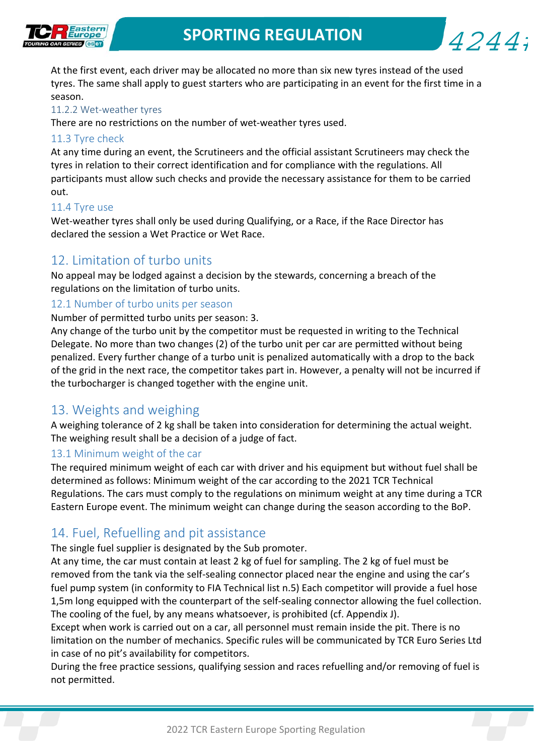At the first event, each driver may be allocated no more than six new tyres instead of the used tyres. The same shall apply to guest starters who are participating in an event for the first time in a season.

### 11.2.2 Wet-weather tyres

There are no restrictions on the number of wet-weather tyres used.

## 11.3 Tyre check

At any time during an event, the Scrutineers and the official assistant Scrutineers may check the tyres in relation to their correct identification and for compliance with the regulations. All participants must allow such checks and provide the necessary assistance for them to be carried out.

## 11.4 Tyre use

Wet-weather tyres shall only be used during Qualifying, or a Race, if the Race Director has declared the session a Wet Practice or Wet Race.

# 12. Limitation of turbo units

No appeal may be lodged against a decision by the stewards, concerning a breach of the regulations on the limitation of turbo units.

## 12.1 Number of turbo units per season

Number of permitted turbo units per season: 3.

Any change of the turbo unit by the competitor must be requested in writing to the Technical Delegate. No more than two changes (2) of the turbo unit per car are permitted without being penalized. Every further change of a turbo unit is penalized automatically with a drop to the back of the grid in the next race, the competitor takes part in. However, a penalty will not be incurred if the turbocharger is changed together with the engine unit.

# 13. Weights and weighing

A weighing tolerance of 2 kg shall be taken into consideration for determining the actual weight. The weighing result shall be a decision of a judge of fact.

## 13.1 Minimum weight of the car

The required minimum weight of each car with driver and his equipment but without fuel shall be determined as follows: Minimum weight of the car according to the 2021 TCR Technical Regulations. The cars must comply to the regulations on minimum weight at any time during a TCR Eastern Europe event. The minimum weight can change during the season according to the BoP.

# 14. Fuel, Refuelling and pit assistance

The single fuel supplier is designated by the Sub promoter.

At any time, the car must contain at least 2 kg of fuel for sampling. The 2 kg of fuel must be removed from the tank via the self-sealing connector placed near the engine and using the car's fuel pump system (in conformity to FIA Technical list n.5) Each competitor will provide a fuel hose 1,5m long equipped with the counterpart of the self-sealing connector allowing the fuel collection. The cooling of the fuel, by any means whatsoever, is prohibited (cf. Appendix J).

Except when work is carried out on a car, all personnel must remain inside the pit. There is no limitation on the number of mechanics. Specific rules will be communicated by TCR Euro Series Ltd in case of no pit's availability for competitors.

During the free practice sessions, qualifying session and races refuelling and/or removing of fuel is not permitted.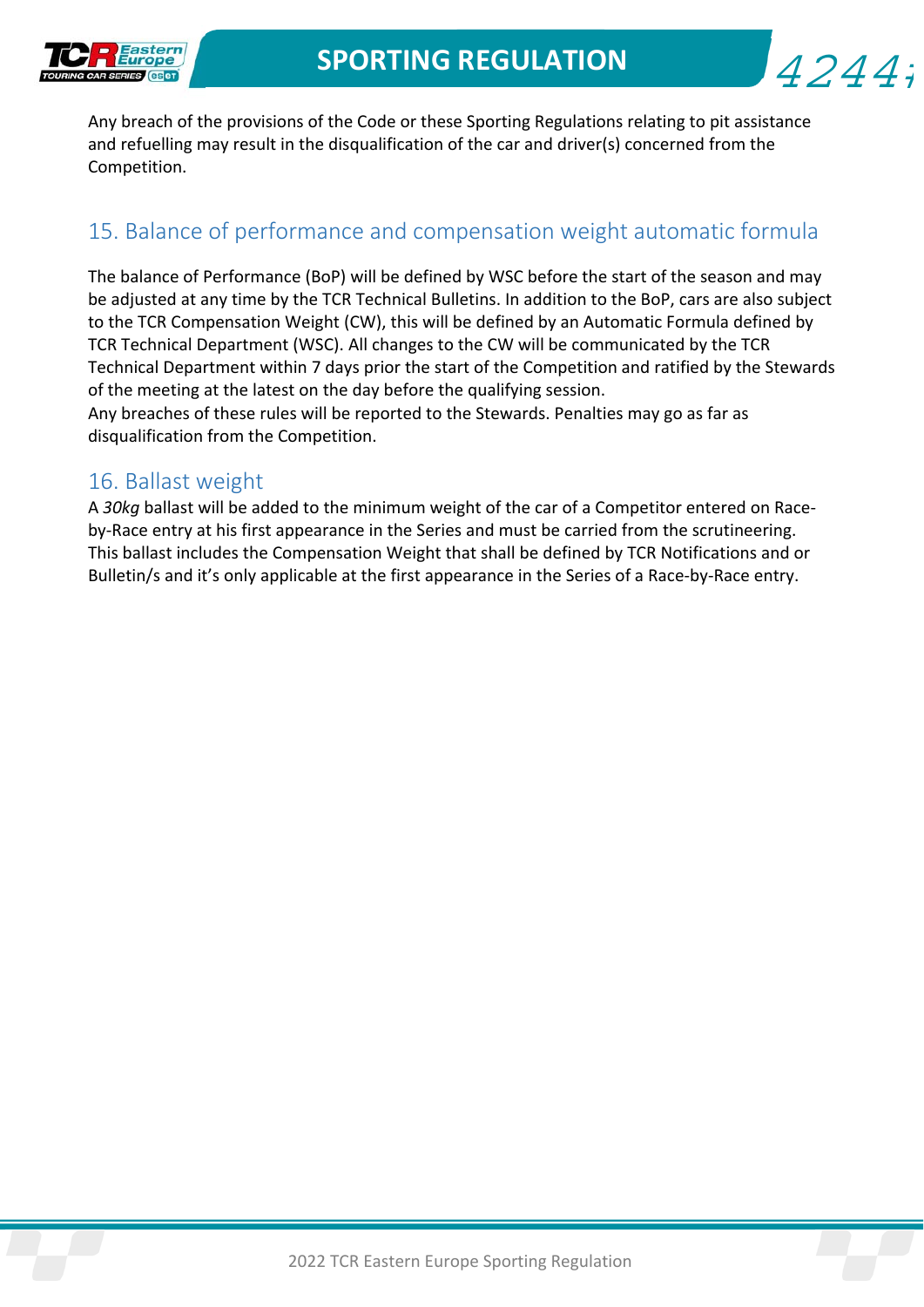Any breach of the provisions of the Code or these Sporting Regulations relating to pit assistance and refuelling may result in the disqualification of the car and driver(s) concerned from the Competition.

## 15. Balance of performance and compensation weight automatic formula

The balance of Performance (BoP) will be defined by WSC before the start of the season and may be adjusted at any time by the TCR Technical Bulletins. In addition to the BoP, cars are also subject to the TCR Compensation Weight (CW), this will be defined by an Automatic Formula defined by TCR Technical Department (WSC). All changes to the CW will be communicated by the TCR Technical Department within 7 days prior the start of the Competition and ratified by the Stewards of the meeting at the latest on the day before the qualifying session.
Any breaches of these rules will be reported to the Stewards. Penalties may go as far as disqualification from the Competition.

## 16. Ballast weight

A *30kg* ballast will be added to the minimum weight of the car of a Competitor entered on Race-by-Race entry at his first appearance in the Series and must be carried from the scrutineering. This ballast includes the Compensation Weight that shall be defined by TCR Notifications and or Bulletin/s and it's only applicable at the first appearance in the Series of a Race-by-Race entry.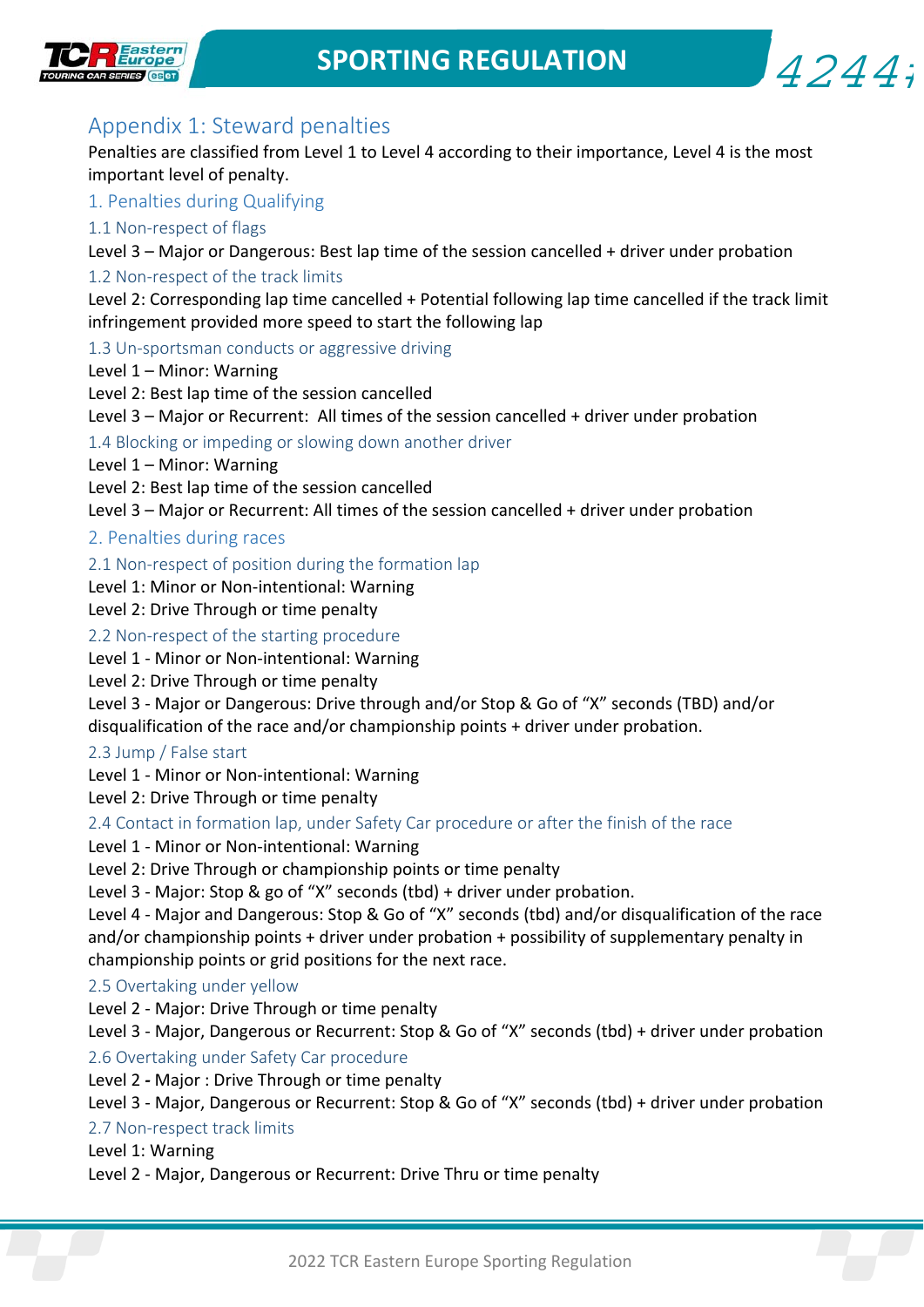## Appendix 1: Steward penalties

Penalties are classified from Level 1 to Level 4 according to their importance, Level 4 is the most important level of penalty.

### 1. Penalties during Qualifying

#### 1.1 Non-respect of flags

Level 3 – Major or Dangerous: Best lap time of the session cancelled + driver under probation

#### 1.2 Non-respect of the track limits

Level 2: Corresponding lap time cancelled + Potential following lap time cancelled if the track limit infringement provided more speed to start the following lap

#### 1.3 Un-sportsman conducts or aggressive driving

Level 1 – Minor: Warning
Level 2: Best lap time of the session cancelled
Level 3 – Major or Recurrent: All times of the session cancelled + driver under probation

#### 1.4 Blocking or impeding or slowing down another driver

Level 1 – Minor: Warning
Level 2: Best lap time of the session cancelled
Level 3 – Major or Recurrent: All times of the session cancelled + driver under probation

### 2. Penalties during races

#### 2.1 Non-respect of position during the formation lap

Level 1: Minor or Non-intentional: Warning
Level 2: Drive Through or time penalty

#### 2.2 Non-respect of the starting procedure

Level 1 - Minor or Non-intentional: Warning
Level 2: Drive Through or time penalty
Level 3 - Major or Dangerous: Drive through and/or Stop & Go of "X" seconds (TBD) and/or disqualification of the race and/or championship points + driver under probation.

#### 2.3 Jump / False start

Level 1 - Minor or Non-intentional: Warning
Level 2: Drive Through or time penalty

#### 2.4 Contact in formation lap, under Safety Car procedure or after the finish of the race

Level 1 - Minor or Non-intentional: Warning
Level 2: Drive Through or championship points or time penalty
Level 3 - Major: Stop & go of "X" seconds (tbd) + driver under probation.
Level 4 - Major and Dangerous: Stop & Go of "X" seconds (tbd) and/or disqualification of the race and/or championship points + driver under probation + possibility of supplementary penalty in championship points or grid positions for the next race.

#### 2.5 Overtaking under yellow

Level 2 - Major: Drive Through or time penalty
Level 3 - Major, Dangerous or Recurrent: Stop & Go of "X" seconds (tbd) + driver under probation

#### 2.6 Overtaking under Safety Car procedure

Level 2 **-** Major : Drive Through or time penalty
Level 3 - Major, Dangerous or Recurrent: Stop & Go of "X" seconds (tbd) + driver under probation

#### 2.7 Non-respect track limits

Level 1: Warning
Level 2 - Major, Dangerous or Recurrent: Drive Thru or time penalty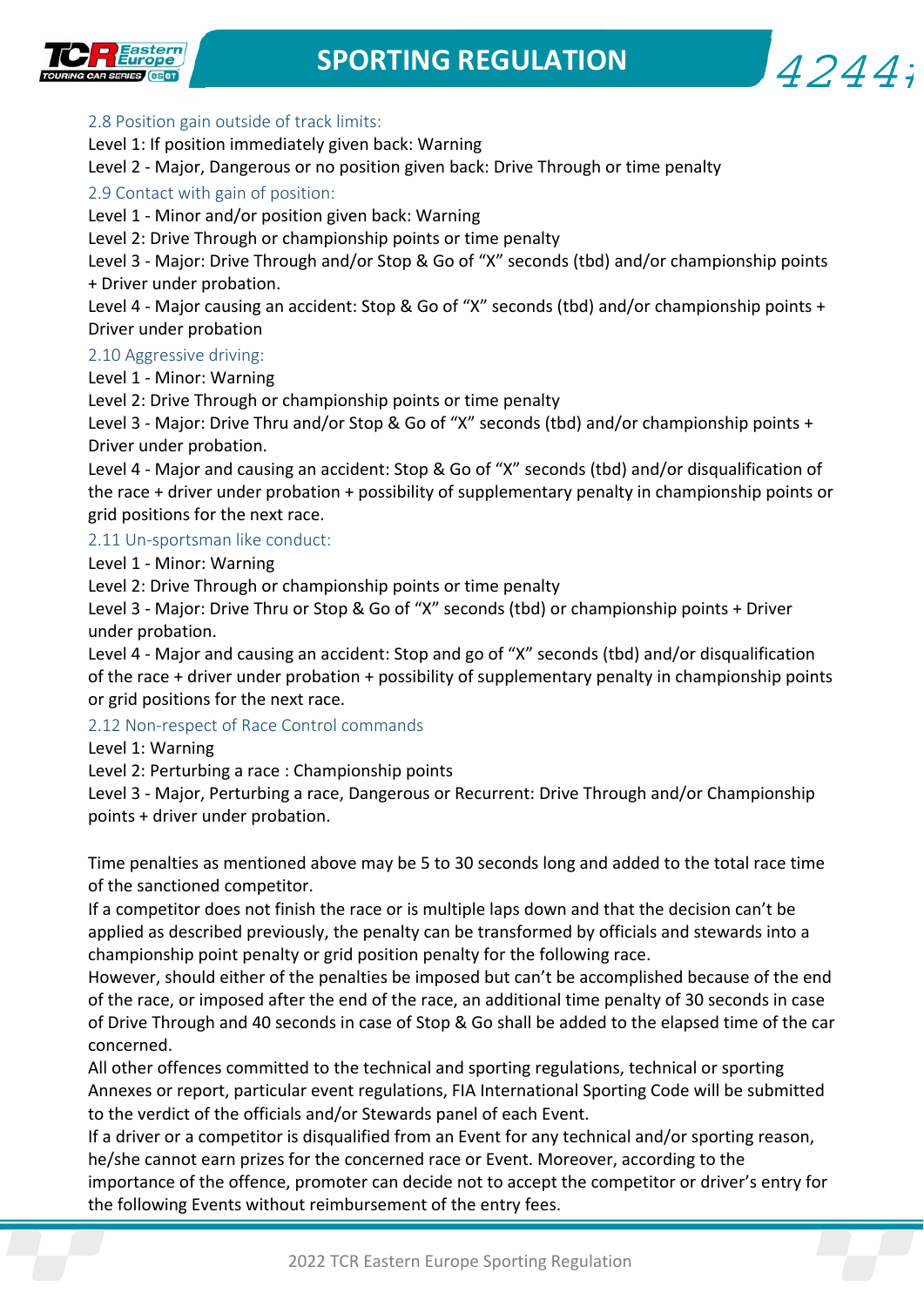### 2.8 Position gain outside of track limits:

Level 1: If position immediately given back: Warning

Level 2 - Major, Dangerous or no position given back: Drive Through or time penalty

### 2.9 Contact with gain of position:

Level 1 - Minor and/or position given back: Warning

Level 2: Drive Through or championship points or time penalty

Level 3 - Major: Drive Through and/or Stop & Go of “X” seconds (tbd) and/or championship points + Driver under probation.

Level 4 - Major causing an accident: Stop & Go of “X” seconds (tbd) and/or championship points + Driver under probation

### 2.10 Aggressive driving:

Level 1 - Minor: Warning

Level 2: Drive Through or championship points or time penalty

Level 3 - Major: Drive Thru and/or Stop & Go of “X” seconds (tbd) and/or championship points + Driver under probation.

Level 4 - Major and causing an accident: Stop & Go of “X” seconds (tbd) and/or disqualification of the race + driver under probation + possibility of supplementary penalty in championship points or grid positions for the next race.

### 2.11 Un-sportsman like conduct:

Level 1 - Minor: Warning

Level 2: Drive Through or championship points or time penalty

Level 3 - Major: Drive Thru or Stop & Go of “X” seconds (tbd) or championship points + Driver under probation.

Level 4 - Major and causing an accident: Stop and go of “X” seconds (tbd) and/or disqualification of the race + driver under probation + possibility of supplementary penalty in championship points or grid positions for the next race.

### 2.12 Non-respect of Race Control commands

Level 1: Warning

Level 2: Perturbing a race : Championship points

Level 3 - Major, Perturbing a race, Dangerous or Recurrent: Drive Through and/or Championship points + driver under probation.

Time penalties as mentioned above may be 5 to 30 seconds long and added to the total race time of the sanctioned competitor.

If a competitor does not finish the race or is multiple laps down and that the decision can’t be applied as described previously, the penalty can be transformed by officials and stewards into a championship point penalty or grid position penalty for the following race.

However, should either of the penalties be imposed but can’t be accomplished because of the end of the race, or imposed after the end of the race, an additional time penalty of 30 seconds in case of Drive Through and 40 seconds in case of Stop & Go shall be added to the elapsed time of the car concerned.

All other offences committed to the technical and sporting regulations, technical or sporting Annexes or report, particular event regulations, FIA International Sporting Code will be submitted to the verdict of the officials and/or Stewards panel of each Event.

If a driver or a competitor is disqualified from an Event for any technical and/or sporting reason, he/she cannot earn prizes for the concerned race or Event. Moreover, according to the importance of the offence, promoter can decide not to accept the competitor or driver’s entry for the following Events without reimbursement of the entry fees.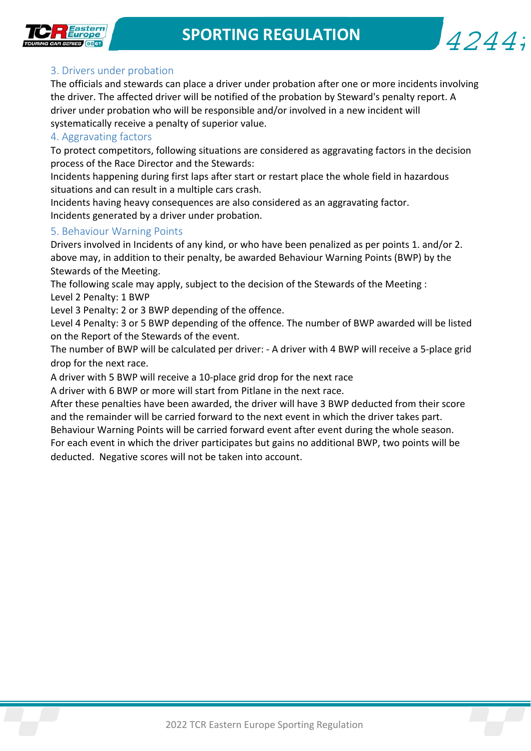### 3. Drivers under probation

The officials and stewards can place a driver under probation after one or more incidents involving the driver. The affected driver will be notified of the probation by Steward's penalty report. A driver under probation who will be responsible and/or involved in a new incident will systematically receive a penalty of superior value.

### 4. Aggravating factors

To protect competitors, following situations are considered as aggravating factors in the decision process of the Race Director and the Stewards:

Incidents happening during first laps after start or restart place the whole field in hazardous situations and can result in a multiple cars crash.

Incidents having heavy consequences are also considered as an aggravating factor.

Incidents generated by a driver under probation.

### 5. Behaviour Warning Points

Drivers involved in Incidents of any kind, or who have been penalized as per points 1. and/or 2. above may, in addition to their penalty, be awarded Behaviour Warning Points (BWP) by the Stewards of the Meeting.

The following scale may apply, subject to the decision of the Stewards of the Meeting :

Level 2 Penalty: 1 BWP

Level 3 Penalty: 2 or 3 BWP depending of the offence.

Level 4 Penalty: 3 or 5 BWP depending of the offence. The number of BWP awarded will be listed on the Report of the Stewards of the event.

The number of BWP will be calculated per driver: - A driver with 4 BWP will receive a 5-place grid drop for the next race.

A driver with 5 BWP will receive a 10-place grid drop for the next race

A driver with 6 BWP or more will start from Pitlane in the next race.

After these penalties have been awarded, the driver will have 3 BWP deducted from their score and the remainder will be carried forward to the next event in which the driver takes part.

Behaviour Warning Points will be carried forward event after event during the whole season.

For each event in which the driver participates but gains no additional BWP, two points will be deducted. Negative scores will not be taken into account.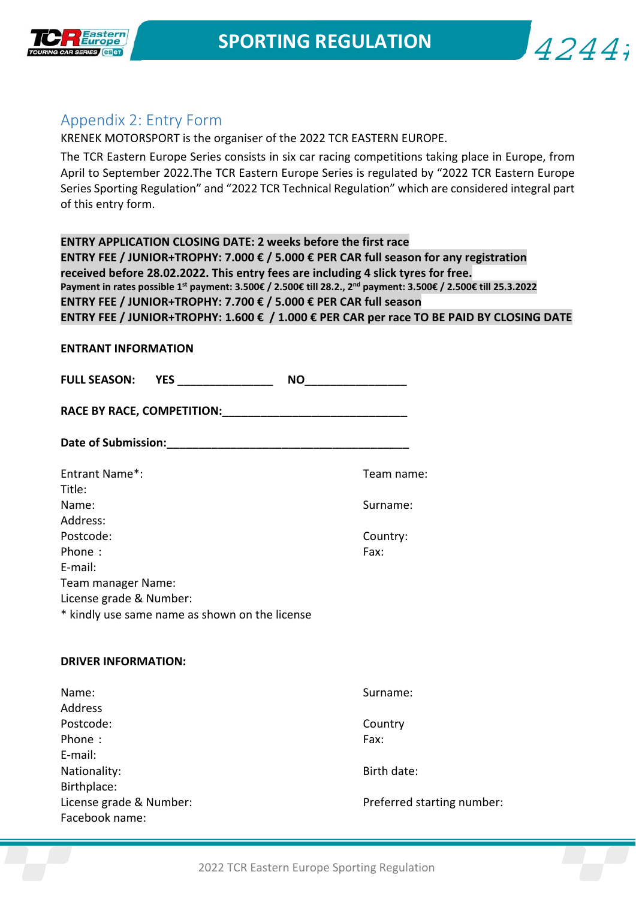## Appendix 2: Entry Form

KRENEK MOTORSPORT is the organiser of the 2022 TCR EASTERN EUROPE.

The TCR Eastern Europe Series consists in six car racing competitions taking place in Europe, from April to September 2022.The TCR Eastern Europe Series is regulated by "2022 TCR Eastern Europe Series Sporting Regulation" and "2022 TCR Technical Regulation" which are considered integral part of this entry form.

**ENTRY APPLICATION CLOSING DATE: 2 weeks before the first race**
**ENTRY FEE / JUNIOR+TROPHY: 7.000 € / 5.000 € PER CAR full season for any registration received before 28.02.2022. This entry fees are including 4 slick tyres for free.**
**Payment in rates possible 1st payment: 3.500€ / 2.500€ till 28.2., 2nd payment: 3.500€ / 2.500€ till 25.3.2022**
**ENTRY FEE / JUNIOR+TROPHY: 7.700 € / 5.000 € PER CAR full season**
**ENTRY FEE / JUNIOR+TROPHY: 1.600 € / 1.000 € PER CAR per race TO BE PAID BY CLOSING DATE**

**ENTRANT INFORMATION**

**FULL SEASON: YES _______________ NO________________**

**RACE BY RACE, COMPETITION:______________________________**

**Date of Submission:_______________________________________**

Entrant Name*:
Team name:
Title:
Name:
Surname:
Address:
Postcode:
Country:
Phone :
Fax:
E-mail:
Team manager Name:
License grade & Number:
* kindly use same name as shown on the license

**DRIVER INFORMATION:**

Name:
Surname:
Address
Postcode:
Country
Phone :
Fax:
E-mail:
Nationality:
Birth date:
Birthplace:
License grade & Number:
Preferred starting number:
Facebook name: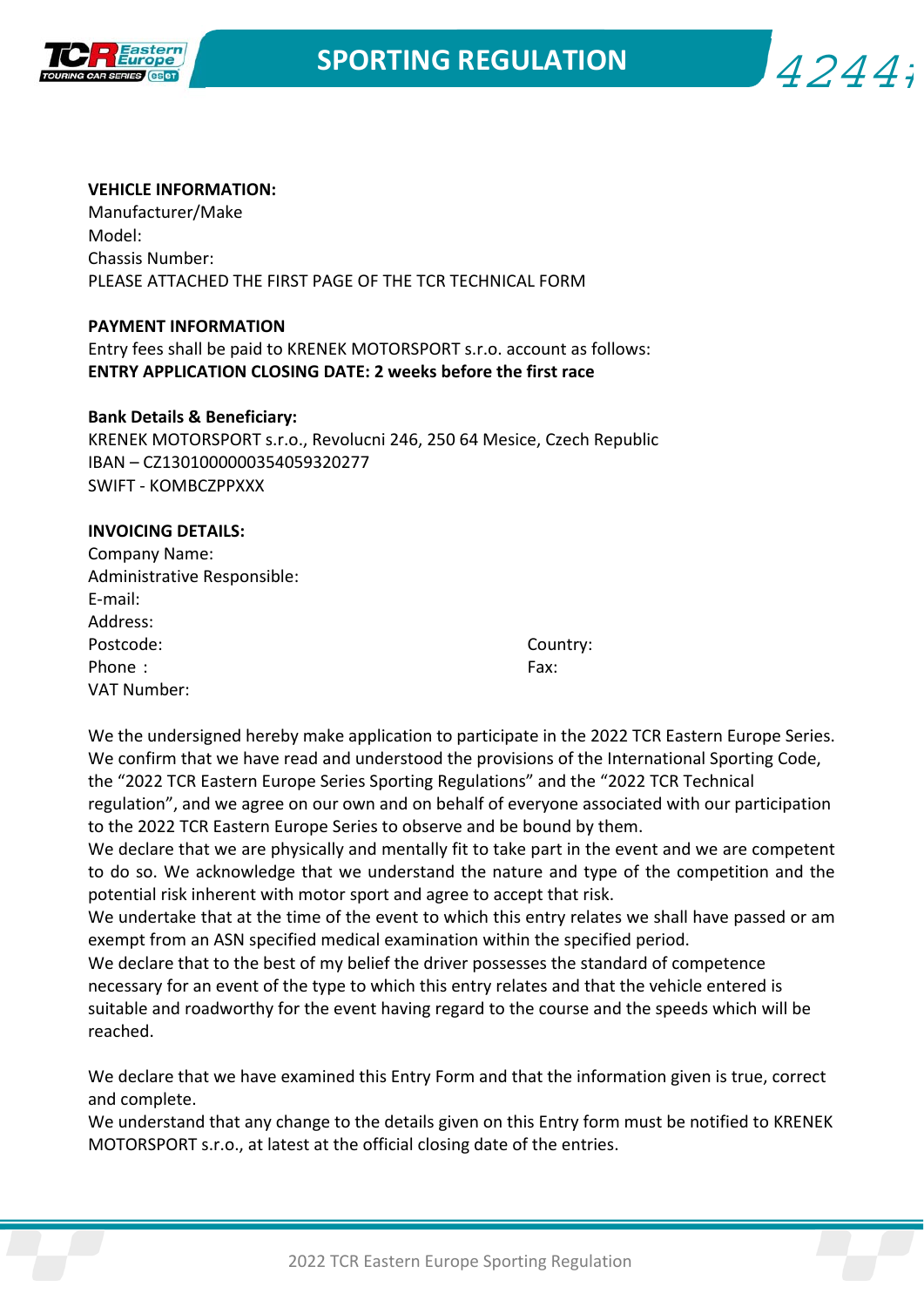**VEHICLE INFORMATION:**
Manufacturer/Make
Model:
Chassis Number:
PLEASE ATTACHED THE FIRST PAGE OF THE TCR TECHNICAL FORM

**PAYMENT INFORMATION**
Entry fees shall be paid to KRENEK MOTORSPORT s.r.o. account as follows:
**ENTRY APPLICATION CLOSING DATE: 2 weeks before the first race**

**Bank Details & Beneficiary:**
KRENEK MOTORSPORT s.r.o., Revolucni 246, 250 64 Mesice, Czech Republic
IBAN – CZ1301000000354059320277
SWIFT - KOMBCZPPXXX

**INVOICING DETAILS:**
Company Name:
Administrative Responsible:
E-mail:
Address:
Postcode: Country:
Phone : Fax:
VAT Number:

We the undersigned hereby make application to participate in the 2022 TCR Eastern Europe Series. We confirm that we have read and understood the provisions of the International Sporting Code, the “2022 TCR Eastern Europe Series Sporting Regulations” and the “2022 TCR Technical regulation”, and we agree on our own and on behalf of everyone associated with our participation to the 2022 TCR Eastern Europe Series to observe and be bound by them.
We declare that we are physically and mentally fit to take part in the event and we are competent to do so. We acknowledge that we understand the nature and type of the competition and the potential risk inherent with motor sport and agree to accept that risk.
We undertake that at the time of the event to which this entry relates we shall have passed or am exempt from an ASN specified medical examination within the specified period.
We declare that to the best of my belief the driver possesses the standard of competence necessary for an event of the type to which this entry relates and that the vehicle entered is suitable and roadworthy for the event having regard to the course and the speeds which will be reached.

We declare that we have examined this Entry Form and that the information given is true, correct and complete.
We understand that any change to the details given on this Entry form must be notified to KRENEK MOTORSPORT s.r.o., at latest at the official closing date of the entries.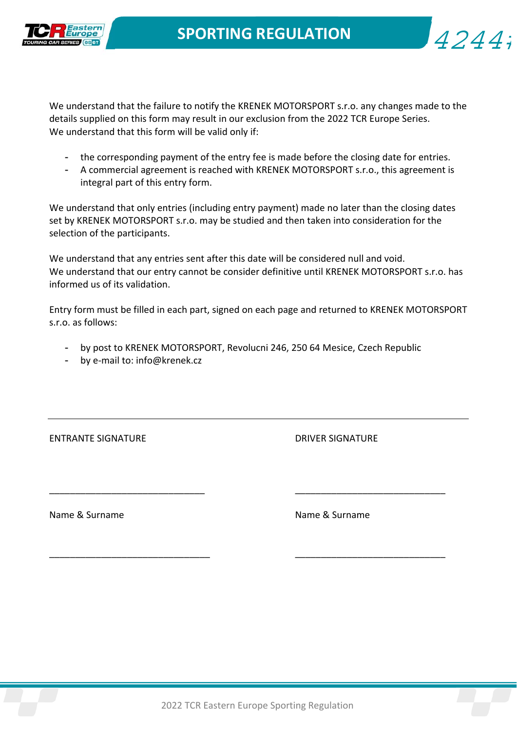We understand that the failure to notify the KRENEK MOTORSPORT s.r.o. any changes made to the details supplied on this form may result in our exclusion from the 2022 TCR Europe Series.
We understand that this form will be valid only if:

- the corresponding payment of the entry fee is made before the closing date for entries.
- A commercial agreement is reached with KRENEK MOTORSPORT s.r.o., this agreement is integral part of this entry form.

We understand that only entries (including entry payment) made no later than the closing dates set by KRENEK MOTORSPORT s.r.o. may be studied and then taken into consideration for the selection of the participants.

We understand that any entries sent after this date will be considered null and void.
We understand that our entry cannot be consider definitive until KRENEK MOTORSPORT s.r.o. has informed us of its validation.

Entry form must be filled in each part, signed on each page and returned to KRENEK MOTORSPORT s.r.o. as follows:

- by post to KRENEK MOTORSPORT, Revolucni 246, 250 64 Mesice, Czech Republic
- by e-mail to: info@krenek.cz

---

ENTRANTE SIGNATURE

______________________________

Name & Surname

______________________________

DRIVER SIGNATURE

______________________________

Name & Surname

______________________________